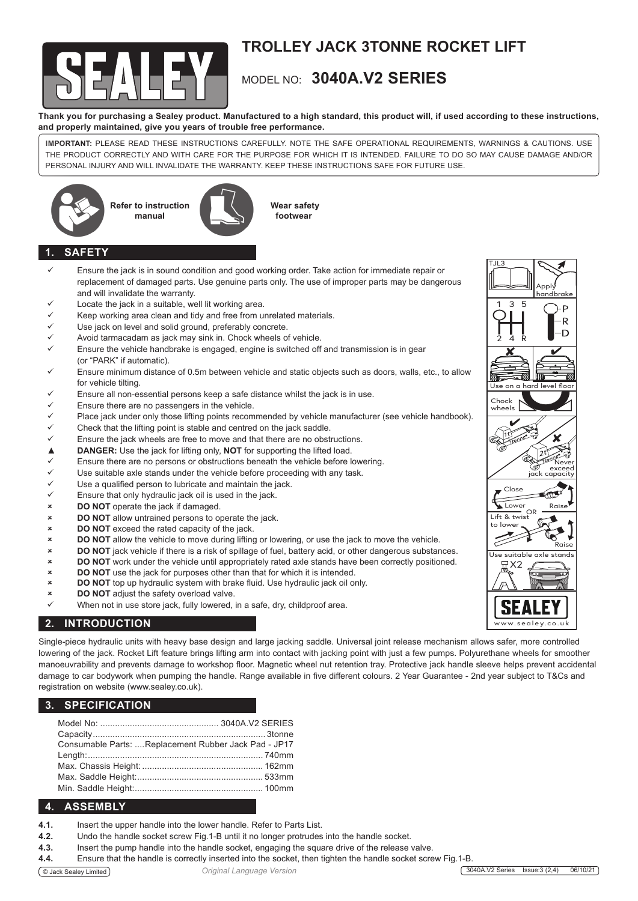# TROLLEY JACK 3TONNE ROCKET LIFT

MODEL NO: **3040A.V2 SERIES**

**Thank you for purchasing a Sealey product. Manufactured to a high standard, this product will, if used according to these instructions, and properly maintained, give you years of trouble free performance.**

**IMPORTANT:** PLEASE READ THESE INSTRUCTIONS CAREFULLY. NOTE THE SAFE OPERATIONAL REQUIREMENTS, WARNINGS & CAUTIONS. USE THE PRODUCT CORRECTLY AND WITH CARE FOR THE PURPOSE FOR WHICH IT IS INTENDED. FAILURE TO DO SO MAY CAUSE DAMAGE AND/OR PERSONAL INJURY AND WILL INVALIDATE THE WARRANTY. KEEP THESE INSTRUCTIONS SAFE FOR FUTURE USE.

**Refer to instruction manual** **Wear safety footwear**

## 1. SAFETY

- ✓ Ensure the jack is in sound condition and good working order. Take action for immediate repair or replacement of damaged parts. Use genuine parts only. The use of improper parts may be dangerous and will invalidate the warranty.
- ✓ Locate the jack in a suitable, well lit working area.
- ✓ Keep working area clean and tidy and free from unrelated materials.
- ✓ Use jack on level and solid ground, preferably concrete.
- ✓ Avoid tarmacadam as jack may sink in. Chock wheels of vehicle.
- ✓ Ensure the vehicle handbrake is engaged, engine is switched off and transmission is in gear (or "PARK" if automatic).
- ✓ Ensure minimum distance of 0.5m between vehicle and static objects such as doors, walls, etc., to allow for vehicle tilting.
- ✓ Ensure all non-essential persons keep a safe distance whilst the jack is in use.
- ✓ Ensure there are no passengers in the vehicle.
- ✓ Place jack under only those lifting points recommended by vehicle manufacturer (see vehicle handbook).
- ✓ Check that the lifting point is stable and centred on the jack saddle.
- ✓ Ensure the jack wheels are free to move and that there are no obstructions.
- ▲ **DANGER:** Use the jack for lifting only, **NOT** for supporting the lifted load.
- ✓ Ensure there are no persons or obstructions beneath the vehicle before lowering.
- ✓ Use suitable axle stands under the vehicle before proceeding with any task.
- ✓ Use a qualified person to lubricate and maintain the jack.
- ✓ Ensure that only hydraulic jack oil is used in the jack.
- ✗ **DO NOT** operate the jack if damaged.
- ✗ **DO NOT** allow untrained persons to operate the jack.
- ✗ **DO NOT** exceed the rated capacity of the jack.
- ✗ **DO NOT** allow the vehicle to move during lifting or lowering, or use the jack to move the vehicle.
- ✗ **DO NOT** jack vehicle if there is a risk of spillage of fuel, battery acid, or other dangerous substances.
- ✗ **DO NOT** work under the vehicle until appropriately rated axle stands have been correctly positioned.
- ✗ **DO NOT** use the jack for purposes other than that for which it is intended.
- ✗ **DO NOT** top up hydraulic system with brake fluid. Use hydraulic jack oil only.
- ✗ **DO NOT** adjust the safety overload valve.
- ✓ When not in use store jack, fully lowered, in a safe, dry, childproof area.

TJL3 — Apply handbrake; 1 3 5 / 2 4 R; P R D; Use on a hard level floor; Chock wheels; Never exceed jack capacity; Close / Lower / Raise; OR; Lift & twist to lower / Raise; Use suitable axle stands X2; SEALEY www.sealey.co.uk

## 2. INTRODUCTION

Single-piece hydraulic units with heavy base design and large jacking saddle. Universal joint release mechanism allows safer, more controlled lowering of the jack. Rocket Lift feature brings lifting arm into contact with jacking point with just a few pumps. Polyurethane wheels for smoother manoeuvrability and prevents damage to workshop floor. Magnetic wheel nut retention tray. Protective jack handle sleeve helps prevent accidental damage to car bodywork when pumping the handle. Range available in five different colours. 2 Year Guarantee - 2nd year subject to T&Cs and registration on website (www.sealey.co.uk).

## 3. SPECIFICATION

| | |
|---|---|
| Model No: | 3040A.V2 SERIES |
| Capacity | 3tonne |
| Consumable Parts: | Replacement Rubber Jack Pad - JP17 |
| Length: | 740mm |
| Max. Chassis Height: | 162mm |
| Max. Saddle Height: | 533mm |
| Min. Saddle Height: | 100mm |

## 4. ASSEMBLY

**4.1.** Insert the upper handle into the lower handle. Refer to Parts List.

**4.2.** Undo the handle socket screw Fig.1-B until it no longer protrudes into the handle socket.

**4.3.** Insert the pump handle into the handle socket, engaging the square drive of the release valve.

**4.4.** Ensure that the handle is correctly inserted into the socket, then tighten the handle socket screw Fig.1-B.

© Jack Sealey Limited *Original Language Version* 3040A.V2 Series Issue:3 (2,4) 06/10/21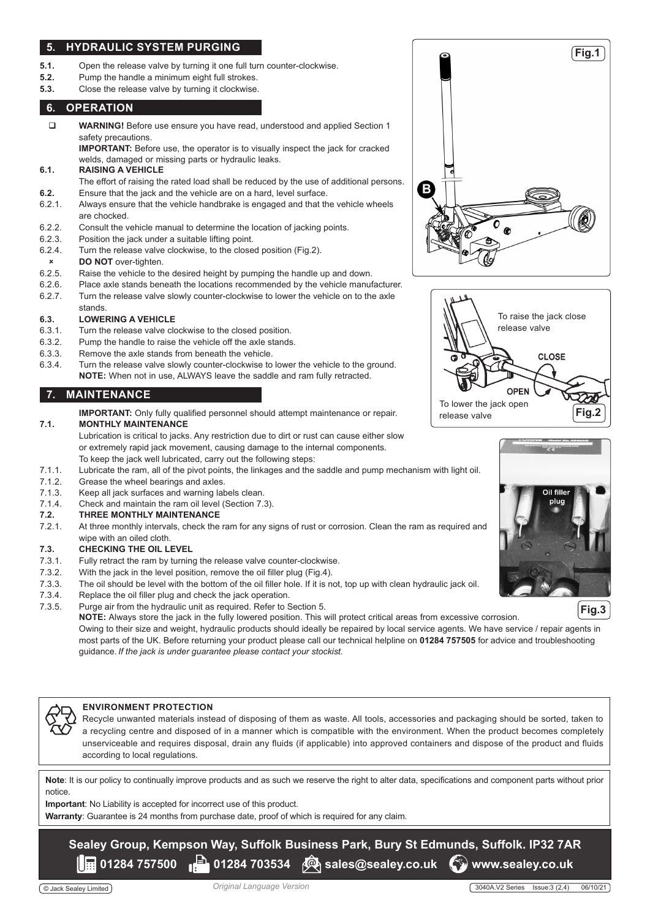## 5. HYDRAULIC SYSTEM PURGING

**5.1.** Open the release valve by turning it one full turn counter-clockwise.
**5.2.** Pump the handle a minimum eight full strokes.
**5.3.** Close the release valve by turning it clockwise.

## 6. OPERATION

- **WARNING!** Before use ensure you have read, understood and applied Section 1 safety precautions.
  **IMPORTANT:** Before use, the operator is to visually inspect the jack for cracked welds, damaged or missing parts or hydraulic leaks.

**6.1. RAISING A VEHICLE**
The effort of raising the rated load shall be reduced by the use of additional persons.

**6.2.** Ensure that the jack and the vehicle are on a hard, level surface.
6.2.1. Always ensure that the vehicle handbrake is engaged and that the vehicle wheels are chocked.
6.2.2. Consult the vehicle manual to determine the location of jacking points.
6.2.3. Position the jack under a suitable lifting point.
6.2.4. Turn the release valve clockwise, to the closed position (Fig.2).
× **DO NOT** over-tighten.
6.2.5. Raise the vehicle to the desired height by pumping the handle up and down.
6.2.6. Place axle stands beneath the locations recommended by the vehicle manufacturer.
6.2.7. Turn the release valve slowly counter-clockwise to lower the vehicle on to the axle stands.

**6.3. LOWERING A VEHICLE**
6.3.1. Turn the release valve clockwise to the closed position.
6.3.2. Pump the handle to raise the vehicle off the axle stands.
6.3.3. Remove the axle stands from beneath the vehicle.
6.3.4. Turn the release valve slowly counter-clockwise to lower the vehicle to the ground.
**NOTE:** When not in use, ALWAYS leave the saddle and ram fully retracted.

## 7. MAINTENANCE

**IMPORTANT:** Only fully qualified personnel should attempt maintenance or repair.

**7.1. MONTHLY MAINTENANCE**
Lubrication is critical to jacks. Any restriction due to dirt or rust can cause either slow or extremely rapid jack movement, causing damage to the internal components.
To keep the jack well lubricated, carry out the following steps:
7.1.1. Lubricate the ram, all of the pivot points, the linkages and the saddle and pump mechanism with light oil.
7.1.2. Grease the wheel bearings and axles.
7.1.3. Keep all jack surfaces and warning labels clean.
7.1.4. Check and maintain the ram oil level (Section 7.3).

**7.2. THREE MONTHLY MAINTENANCE**
7.2.1. At three monthly intervals, check the ram for any signs of rust or corrosion. Clean the ram as required and wipe with an oiled cloth.

**7.3. CHECKING THE OIL LEVEL**
7.3.1. Fully retract the ram by turning the release valve counter-clockwise.
7.3.2. With the jack in the level position, remove the oil filler plug (Fig.4).
7.3.3. The oil should be level with the bottom of the oil filler hole. If it is not, top up with clean hydraulic jack oil.
7.3.4. Replace the oil filler plug and check the jack operation.
7.3.5. Purge air from the hydraulic unit as required. Refer to Section 5.
**NOTE:** Always store the jack in the fully lowered position. This will protect critical areas from excessive corrosion.
Owing to their size and weight, hydraulic products should ideally be repaired by local service agents. We have service / repair agents in most parts of the UK. Before returning your product please call our technical helpline on **01284 757505** for advice and troubleshooting guidance. *If the jack is under guarantee please contact your stockist.*

Fig.1
B

To raise the jack close release valve
CLOSE
OPEN
To lower the jack open release valve
Fig.2

Oil filler plug
Fig.3

**ENVIRONMENT PROTECTION**
Recycle unwanted materials instead of disposing of them as waste. All tools, accessories and packaging should be sorted, taken to a recycling centre and disposed of in a manner which is compatible with the environment. When the product becomes completely unserviceable and requires disposal, drain any fluids (if applicable) into approved containers and dispose of the product and fluids according to local regulations.

**Note**: It is our policy to continually improve products and as such we reserve the right to alter data, specifications and component parts without prior notice.
**Important**: No Liability is accepted for incorrect use of this product.
**Warranty**: Guarantee is 24 months from purchase date, proof of which is required for any claim.

**Sealey Group, Kempson Way, Suffolk Business Park, Bury St Edmunds, Suffolk. IP32 7AR**
**01284 757500** **01284 703534** **sales@sealey.co.uk** **www.sealey.co.uk**

© Jack Sealey Limited *Original Language Version* 3040A.V2 Series Issue:3 (2,4) 06/10/21